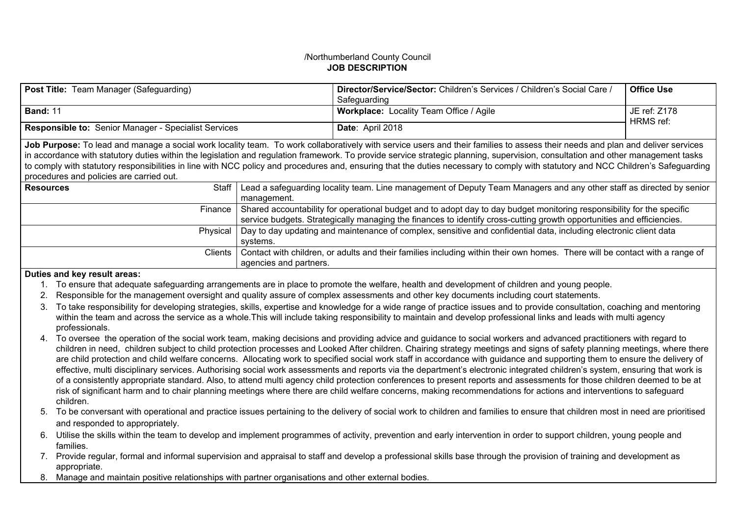/Northumberland County Council
**JOB DESCRIPTION**

| | | |
|---|---|---|
| **Post Title:** Team Manager (Safeguarding) | **Director/Service/Sector:** Children's Services / Children's Social Care / Safeguarding | **Office Use** |
| **Band:** 11 | **Workplace:** Locality Team Office / Agile | JE ref: Z178 HRMS ref: |
| **Responsible to:** Senior Manager - Specialist Services | **Date**: April 2018 | |

**Job Purpose:** To lead and manage a social work locality team. To work collaboratively with service users and their families to assess their needs and plan and deliver services in accordance with statutory duties within the legislation and regulation framework. To provide service strategic planning, supervision, consultation and other management tasks to comply with statutory responsibilities in line with NCC policy and procedures and, ensuring that the duties necessary to comply with statutory and NCC Children's Safeguarding procedures and policies are carried out.

| **Resources** | | |
|---|---|---|
| | Staff | Lead a safeguarding locality team. Line management of Deputy Team Managers and any other staff as directed by senior management. |
| | Finance | Shared accountability for operational budget and to adopt day to day budget monitoring responsibility for the specific service budgets. Strategically managing the finances to identify cross-cutting growth opportunities and efficiencies. |
| | Physical | Day to day updating and maintenance of complex, sensitive and confidential data, including electronic client data systems. |
| | Clients | Contact with children, or adults and their families including within their own homes. There will be contact with a range of agencies and partners. |

**Duties and key result areas:**

1. To ensure that adequate safeguarding arrangements are in place to promote the welfare, health and development of children and young people.
2. Responsible for the management oversight and quality assure of complex assessments and other key documents including court statements.
3. To take responsibility for developing strategies, skills, expertise and knowledge for a wide range of practice issues and to provide consultation, coaching and mentoring within the team and across the service as a whole.This will include taking responsibility to maintain and develop professional links and leads with multi agency professionals.
4. To oversee the operation of the social work team, making decisions and providing advice and guidance to social workers and advanced practitioners with regard to children in need, children subject to child protection processes and Looked After children. Chairing strategy meetings and signs of safety planning meetings, where there are child protection and child welfare concerns. Allocating work to specified social work staff in accordance with guidance and supporting them to ensure the delivery of effective, multi disciplinary services. Authorising social work assessments and reports via the department's electronic integrated children's system, ensuring that work is of a consistently appropriate standard. Also, to attend multi agency child protection conferences to present reports and assessments for those children deemed to be at risk of significant harm and to chair planning meetings where there are child welfare concerns, making recommendations for actions and interventions to safeguard children.
5. To be conversant with operational and practice issues pertaining to the delivery of social work to children and families to ensure that children most in need are prioritised and responded to appropriately.
6. Utilise the skills within the team to develop and implement programmes of activity, prevention and early intervention in order to support children, young people and families.
7. Provide regular, formal and informal supervision and appraisal to staff and develop a professional skills base through the provision of training and development as appropriate.
8. Manage and maintain positive relationships with partner organisations and other external bodies.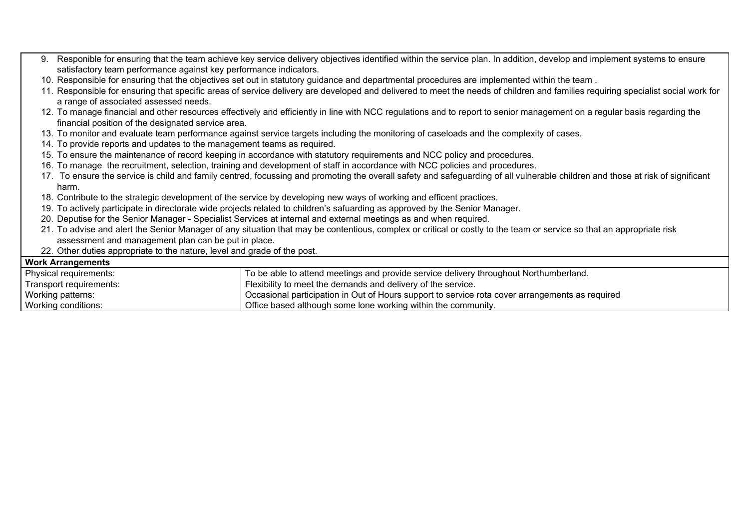9. Responible for ensuring that the team achieve key service delivery objectives identified within the service plan. In addition, develop and implement systems to ensure satisfactory team performance against key performance indicators.
10. Responsible for ensuring that the objectives set out in statutory guidance and departmental procedures are implemented within the team .
11. Responsible for ensuring that specific areas of service delivery are developed and delivered to meet the needs of children and families requiring specialist social work for a range of associated assessed needs.
12. To manage financial and other resources effectively and efficiently in line with NCC regulations and to report to senior management on a regular basis regarding the financial position of the designated service area.
13. To monitor and evaluate team performance against service targets including the monitoring of caseloads and the complexity of cases.
14. To provide reports and updates to the management teams as required.
15. To ensure the maintenance of record keeping in accordance with statutory requirements and NCC policy and procedures.
16. To manage the recruitment, selection, training and development of staff in accordance with NCC policies and procedures.
17. To ensure the service is child and family centred, focussing and promoting the overall safety and safeguarding of all vulnerable children and those at risk of significant harm.
18. Contribute to the strategic development of the service by developing new ways of working and efficent practices.
19. To actively participate in directorate wide projects related to children's safuarding as approved by the Senior Manager.
20. Deputise for the Senior Manager - Specialist Services at internal and external meetings as and when required.
21. To advise and alert the Senior Manager of any situation that may be contentious, complex or critical or costly to the team or service so that an appropriate risk assessment and management plan can be put in place.
22. Other duties appropriate to the nature, level and grade of the post.

**Work Arrangements**

| | |
|---|---|
| Physical requirements: | To be able to attend meetings and provide service delivery throughout Northumberland. |
| Transport requirements: | Flexibility to meet the demands and delivery of the service. |
| Working patterns: | Occasional participation in Out of Hours support to service rota cover arrangements as required |
| Working conditions: | Office based although some lone working within the community. |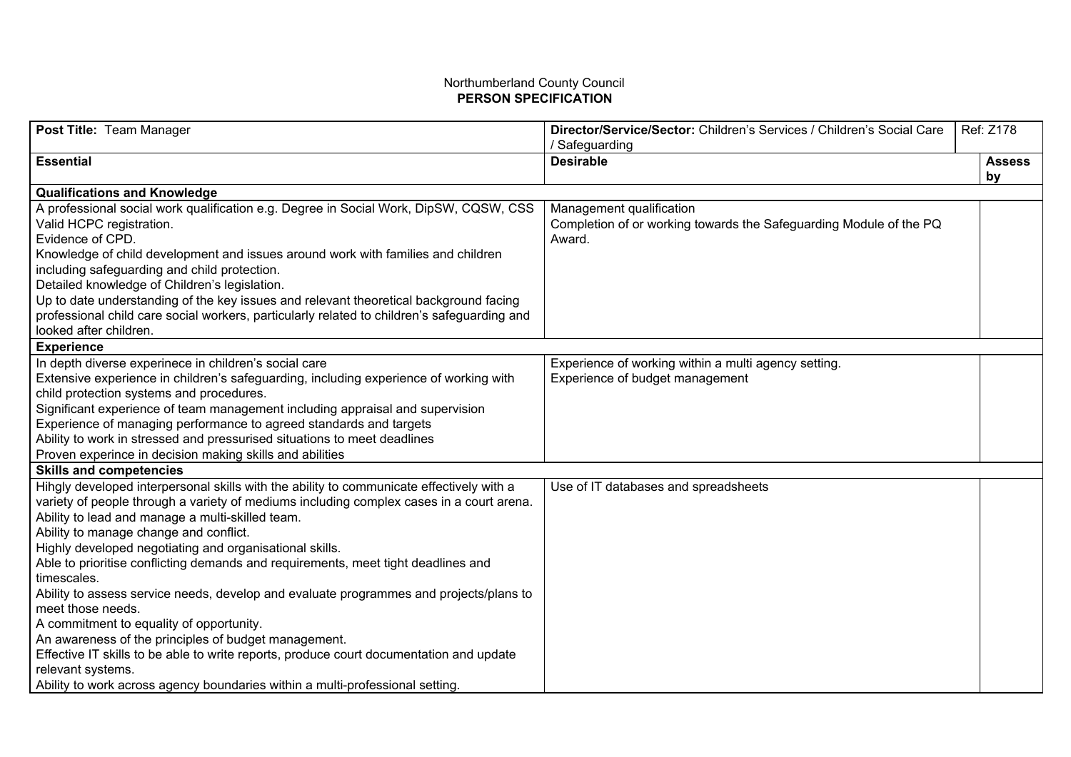Northumberland County Council

**PERSON SPECIFICATION**

| **Post Title:** Team Manager | **Director/Service/Sector:** Children's Services / Children's Social Care / Safeguarding | Ref: Z178 |
|---|---|---|
| **Essential** | **Desirable** | **Assess by** |
| **Qualifications and Knowledge** | | |
| A professional social work qualification e.g. Degree in Social Work, DipSW, CQSW, CSS<br>Valid HCPC registration.<br>Evidence of CPD.<br>Knowledge of child development and issues around work with families and children including safeguarding and child protection.<br>Detailed knowledge of Children's legislation.<br>Up to date understanding of the key issues and relevant theoretical background facing professional child care social workers, particularly related to children's safeguarding and looked after children. | Management qualification<br>Completion of or working towards the Safeguarding Module of the PQ Award. | |
| **Experience** | | |
| In depth diverse experinece in children's social care<br>Extensive experience in children's safeguarding, including experience of working with child protection systems and procedures.<br>Significant experience of team management including appraisal and supervision<br>Experience of managing performance to agreed standards and targets<br>Ability to work in stressed and pressurised situations to meet deadlines<br>Proven experince in decision making skills and abilities | Experience of working within a multi agency setting.<br>Experience of budget management | |
| **Skills and competencies** | | |
| Hihgly developed interpersonal skills with the ability to communicate effectively with a variety of people through a variety of mediums including complex cases in a court arena.<br>Ability to lead and manage a multi-skilled team.<br>Ability to manage change and conflict.<br>Highly developed negotiating and organisational skills.<br>Able to prioritise conflicting demands and requirements, meet tight deadlines and timescales.<br>Ability to assess service needs, develop and evaluate programmes and projects/plans to meet those needs.<br>A commitment to equality of opportunity.<br>An awareness of the principles of budget management.<br>Effective IT skills to be able to write reports, produce court documentation and update relevant systems.<br>Ability to work across agency boundaries within a multi-professional setting. | Use of IT databases and spreadsheets | |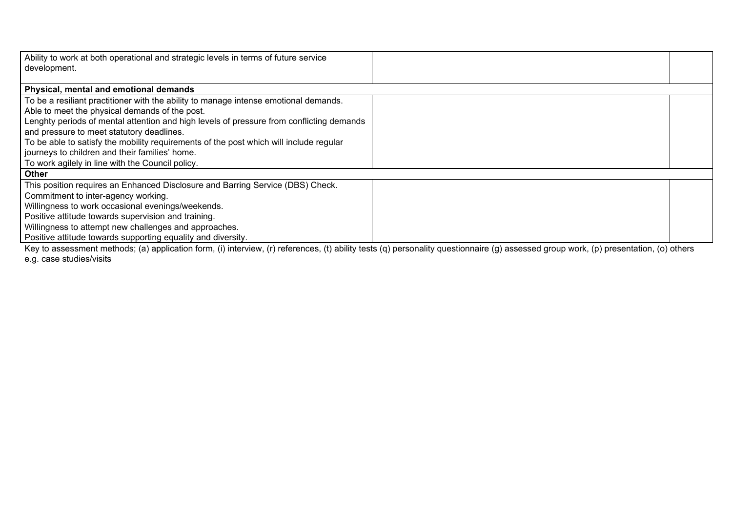| | | |
|---|---|---|
| Ability to work at both operational and strategic levels in terms of future service development. | | |
| **Physical, mental and emotional demands** | | |
| To be a resiliant practitioner with the ability to manage intense emotional demands.<br>Able to meet the physical demands of the post.<br>Lenghty periods of mental attention and high levels of pressure from conflicting demands and pressure to meet statutory deadlines.<br>To be able to satisfy the mobility requirements of the post which will include regular journeys to children and their families' home.<br>To work agilely in line with the Council policy. | | |
| **Other** | | |
| This position requires an Enhanced Disclosure and Barring Service (DBS) Check.<br>Commitment to inter-agency working.<br>Willingness to work occasional evenings/weekends.<br>Positive attitude towards supervision and training.<br>Willingness to attempt new challenges and approaches.<br>Positive attitude towards supporting equality and diversity. | | |

Key to assessment methods; (a) application form, (i) interview, (r) references, (t) ability tests (q) personality questionnaire (g) assessed group work, (p) presentation, (o) others e.g. case studies/visits